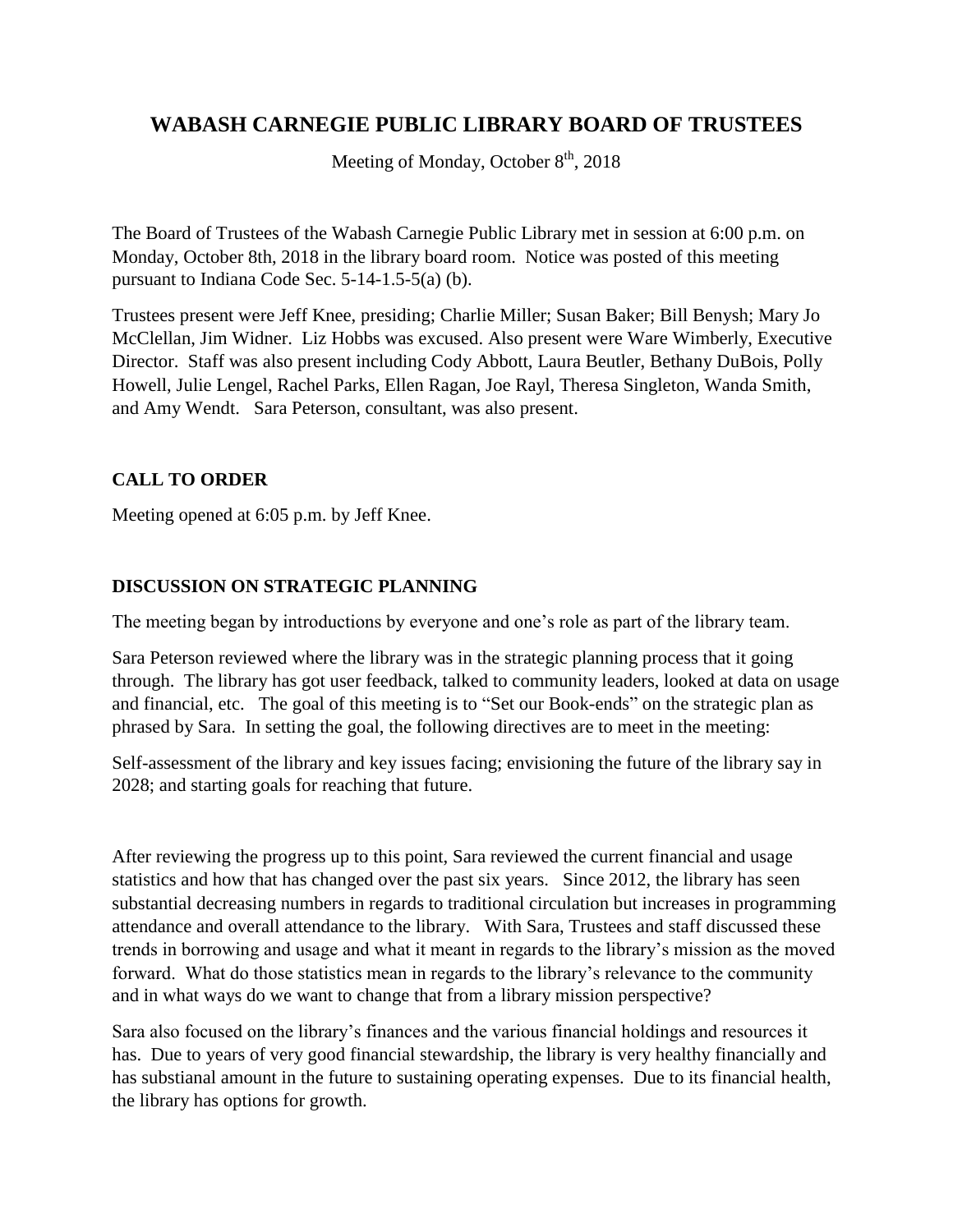# WABASH CARNEGIE PUBLIC LIBRARY BOARD OF TRUSTEES

Meeting of Monday, October 8th, 2018

The Board of Trustees of the Wabash Carnegie Public Library met in session at 6:00 p.m. on Monday, October 8th, 2018 in the library board room. Notice was posted of this meeting pursuant to Indiana Code Sec. 5-14-1.5-5(a) (b).

Trustees present were Jeff Knee, presiding; Charlie Miller; Susan Baker; Bill Benysh; Mary Jo McClellan, Jim Widner. Liz Hobbs was excused. Also present were Ware Wimberly, Executive Director. Staff was also present including Cody Abbott, Laura Beutler, Bethany DuBois, Polly Howell, Julie Lengel, Rachel Parks, Ellen Ragan, Joe Rayl, Theresa Singleton, Wanda Smith, and Amy Wendt. Sara Peterson, consultant, was also present.

## CALL TO ORDER

Meeting opened at 6:05 p.m. by Jeff Knee.

## DISCUSSION ON STRATEGIC PLANNING

The meeting began by introductions by everyone and one's role as part of the library team.

Sara Peterson reviewed where the library was in the strategic planning process that it going through. The library has got user feedback, talked to community leaders, looked at data on usage and financial, etc. The goal of this meeting is to "Set our Book-ends" on the strategic plan as phrased by Sara. In setting the goal, the following directives are to meet in the meeting:

Self-assessment of the library and key issues facing; envisioning the future of the library say in 2028; and starting goals for reaching that future.

After reviewing the progress up to this point, Sara reviewed the current financial and usage statistics and how that has changed over the past six years. Since 2012, the library has seen substantial decreasing numbers in regards to traditional circulation but increases in programming attendance and overall attendance to the library. With Sara, Trustees and staff discussed these trends in borrowing and usage and what it meant in regards to the library's mission as the moved forward. What do those statistics mean in regards to the library's relevance to the community and in what ways do we want to change that from a library mission perspective?

Sara also focused on the library's finances and the various financial holdings and resources it has. Due to years of very good financial stewardship, the library is very healthy financially and has substianal amount in the future to sustaining operating expenses. Due to its financial health, the library has options for growth.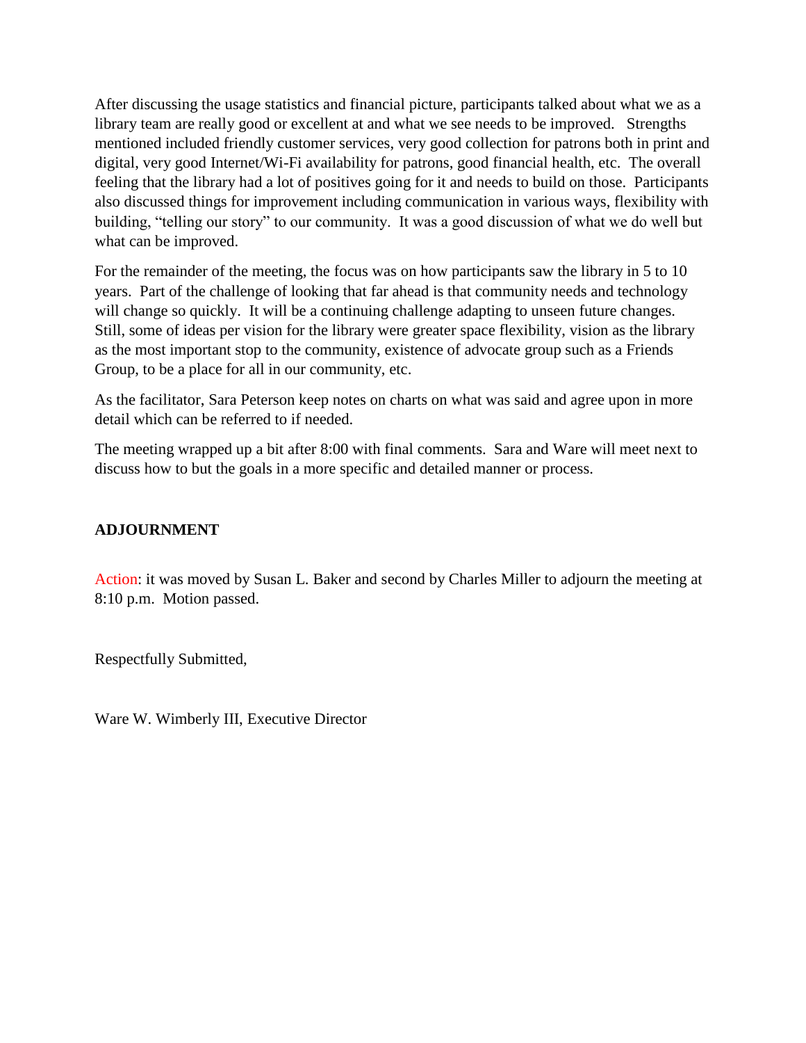After discussing the usage statistics and financial picture, participants talked about what we as a library team are really good or excellent at and what we see needs to be improved. Strengths mentioned included friendly customer services, very good collection for patrons both in print and digital, very good Internet/Wi-Fi availability for patrons, good financial health, etc. The overall feeling that the library had a lot of positives going for it and needs to build on those. Participants also discussed things for improvement including communication in various ways, flexibility with building, "telling our story" to our community. It was a good discussion of what we do well but what can be improved.

For the remainder of the meeting, the focus was on how participants saw the library in 5 to 10 years. Part of the challenge of looking that far ahead is that community needs and technology will change so quickly. It will be a continuing challenge adapting to unseen future changes. Still, some of ideas per vision for the library were greater space flexibility, vision as the library as the most important stop to the community, existence of advocate group such as a Friends Group, to be a place for all in our community, etc.

As the facilitator, Sara Peterson keep notes on charts on what was said and agree upon in more detail which can be referred to if needed.

The meeting wrapped up a bit after 8:00 with final comments. Sara and Ware will meet next to discuss how to but the goals in a more specific and detailed manner or process.

**ADJOURNMENT**

Action: it was moved by Susan L. Baker and second by Charles Miller to adjourn the meeting at 8:10 p.m. Motion passed.

Respectfully Submitted,

Ware W. Wimberly III, Executive Director